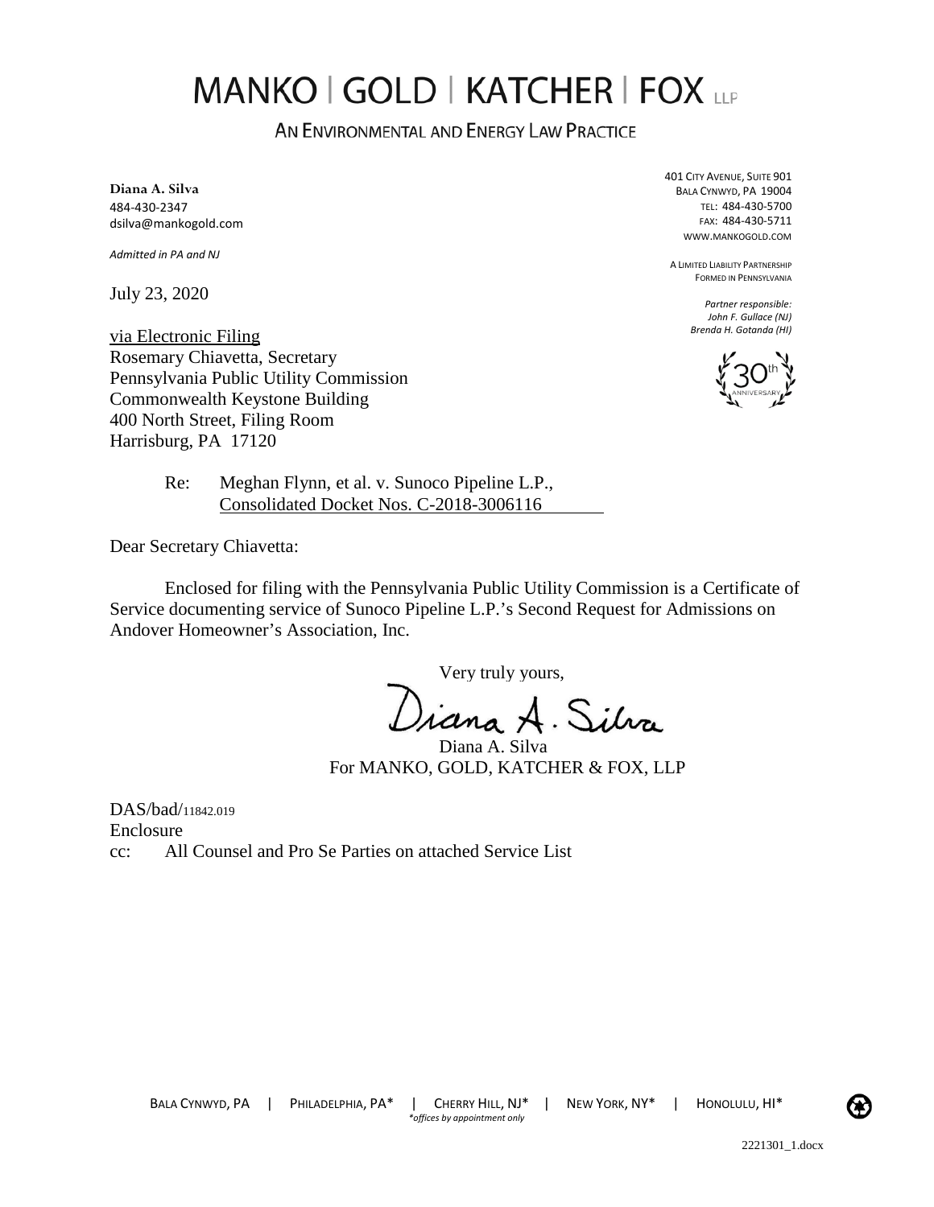# MANKO | GOLD | KATCHER | FOX LLP

AN ENVIRONMENTAL AND ENERGY LAW PRACTICE

**Diana A. Silva**
484-430-2347
dsilva@mankogold.com

*Admitted in PA and NJ*

401 CITY AVENUE, SUITE 901
BALA CYNWYD, PA 19004
TEL: 484-430-5700
FAX: 484-430-5711
WWW.MANKOGOLD.COM

A LIMITED LIABILITY PARTNERSHIP
FORMED IN PENNSYLVANIA

*Partner responsible:*
*John F. Gullace (NJ)*
*Brenda H. Gotanda (HI)*

July 23, 2020

via Electronic Filing
Rosemary Chiavetta, Secretary
Pennsylvania Public Utility Commission
Commonwealth Keystone Building
400 North Street, Filing Room
Harrisburg, PA 17120

Re: Meghan Flynn, et al. v. Sunoco Pipeline L.P.,
Consolidated Docket Nos. C-2018-3006116

Dear Secretary Chiavetta:

Enclosed for filing with the Pennsylvania Public Utility Commission is a Certificate of Service documenting service of Sunoco Pipeline L.P.'s Second Request for Admissions on Andover Homeowner's Association, Inc.

Very truly yours,

Diana A. Silva

Diana A. Silva
For MANKO, GOLD, KATCHER & FOX, LLP

DAS/bad/11842.019
Enclosure
cc: All Counsel and Pro Se Parties on attached Service List

BALA CYNWYD, PA | PHILADELPHIA, PA* | CHERRY HILL, NJ* | NEW YORK, NY* | HONOLULU, HI*
*offices by appointment only

2221301_1.docx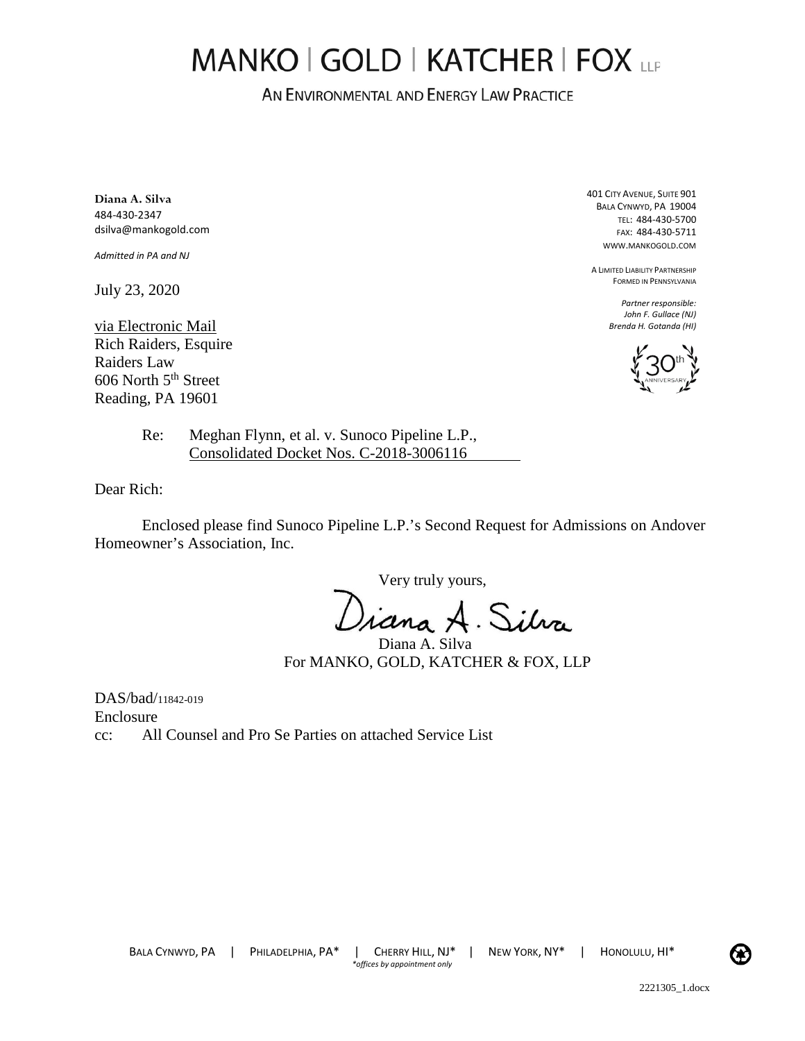# MANKO | GOLD | KATCHER | FOX LLP

AN ENVIRONMENTAL AND ENERGY LAW PRACTICE

**Diana A. Silva**
484-430-2347
dsilva@mankogold.com

*Admitted in PA and NJ*

401 CITY AVENUE, SUITE 901
BALA CYNWYD, PA 19004
TEL: 484-430-5700
FAX: 484-430-5711
WWW.MANKOGOLD.COM

A LIMITED LIABILITY PARTNERSHIP
FORMED IN PENNSYLVANIA

*Partner responsible:*
*John F. Gullace (NJ)*
*Brenda H. Gotanda (HI)*

30th ANNIVERSARY

July 23, 2020

via Electronic Mail
Rich Raiders, Esquire
Raiders Law
606 North 5th Street
Reading, PA 19601

Re: Meghan Flynn, et al. v. Sunoco Pipeline L.P.,
Consolidated Docket Nos. C-2018-3006116

Dear Rich:

Enclosed please find Sunoco Pipeline L.P.'s Second Request for Admissions on Andover Homeowner's Association, Inc.

Very truly yours,

Diana A. Silva

Diana A. Silva
For MANKO, GOLD, KATCHER & FOX, LLP

DAS/bad/11842-019
Enclosure
cc: All Counsel and Pro Se Parties on attached Service List

BALA CYNWYD, PA | PHILADELPHIA, PA* | CHERRY HILL, NJ* | NEW YORK, NY* | HONOLULU, HI*
*offices by appointment only

2221305_1.docx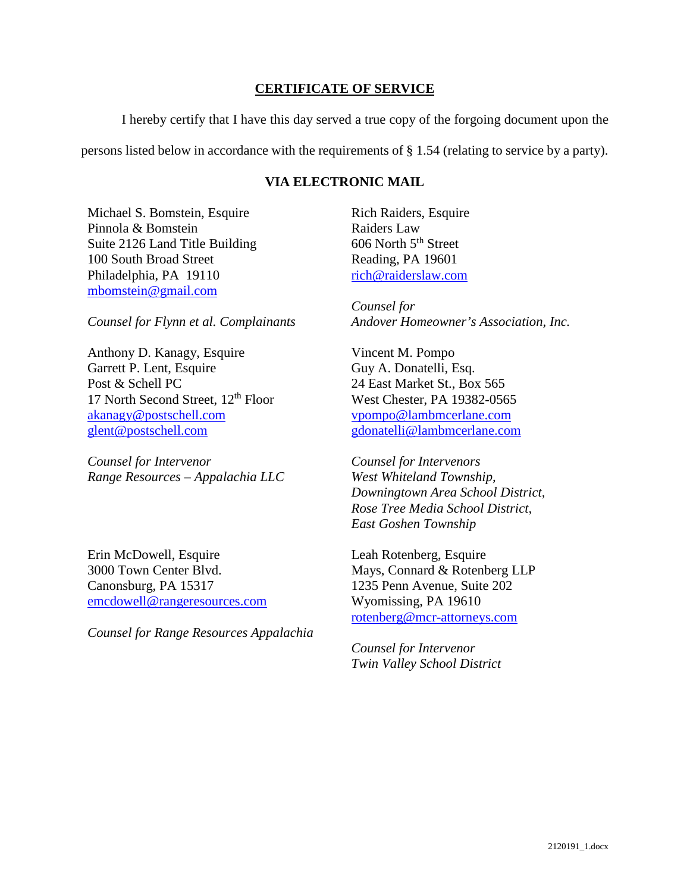**CERTIFICATE OF SERVICE**

I hereby certify that I have this day served a true copy of the forgoing document upon the persons listed below in accordance with the requirements of § 1.54 (relating to service by a party).

**VIA ELECTRONIC MAIL**

Michael S. Bomstein, Esquire
Pinnola & Bomstein
Suite 2126 Land Title Building
100 South Broad Street
Philadelphia, PA 19110
mbomstein@gmail.com

*Counsel for Flynn et al. Complainants*

Rich Raiders, Esquire
Raiders Law
606 North 5th Street
Reading, PA 19601
rich@raiderslaw.com

*Counsel for*
*Andover Homeowner's Association, Inc.*

Anthony D. Kanagy, Esquire
Garrett P. Lent, Esquire
Post & Schell PC
17 North Second Street, 12th Floor
akanagy@postschell.com
glent@postschell.com

*Counsel for Intervenor*
*Range Resources – Appalachia LLC*

Vincent M. Pompo
Guy A. Donatelli, Esq.
24 East Market St., Box 565
West Chester, PA 19382-0565
vpompo@lambmcerlane.com
gdonatelli@lambmcerlane.com

*Counsel for Intervenors*
*West Whiteland Township,*
*Downingtown Area School District,*
*Rose Tree Media School District,*
*East Goshen Township*

Erin McDowell, Esquire
3000 Town Center Blvd.
Canonsburg, PA 15317
emcdowell@rangeresources.com

*Counsel for Range Resources Appalachia*

Leah Rotenberg, Esquire
Mays, Connard & Rotenberg LLP
1235 Penn Avenue, Suite 202
Wyomissing, PA 19610
rotenberg@mcr-attorneys.com

*Counsel for Intervenor*
*Twin Valley School District*

2120191_1.docx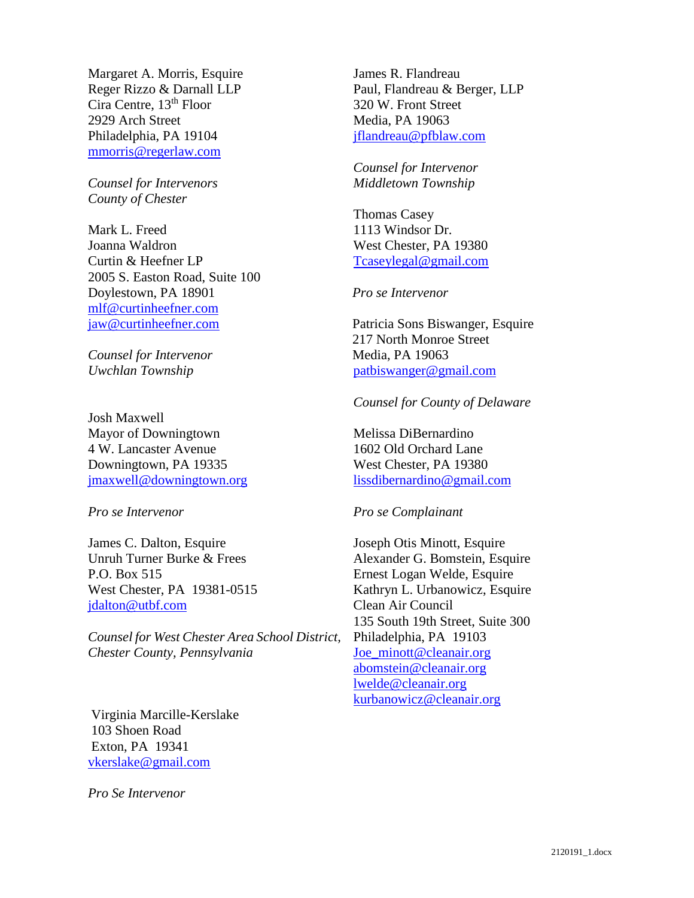Margaret A. Morris, Esquire
Reger Rizzo & Darnall LLP
Cira Centre, 13th Floor
2929 Arch Street
Philadelphia, PA 19104
mmorris@regerlaw.com

*Counsel for Intervenors*
*County of Chester*

Mark L. Freed
Joanna Waldron
Curtin & Heefner LP
2005 S. Easton Road, Suite 100
Doylestown, PA 18901
mlf@curtinheefner.com
jaw@curtinheefner.com

*Counsel for Intervenor*
*Uwchlan Township*

Josh Maxwell
Mayor of Downingtown
4 W. Lancaster Avenue
Downingtown, PA 19335
jmaxwell@downingtown.org

*Pro se Intervenor*

James C. Dalton, Esquire
Unruh Turner Burke & Frees
P.O. Box 515
West Chester, PA 19381-0515
jdalton@utbf.com

*Counsel for West Chester Area School District,*
*Chester County, Pennsylvania*

Virginia Marcille-Kerslake
103 Shoen Road
Exton, PA 19341
vkerslake@gmail.com

*Pro Se Intervenor*

James R. Flandreau
Paul, Flandreau & Berger, LLP
320 W. Front Street
Media, PA 19063
jflandreau@pfblaw.com

*Counsel for Intervenor*
*Middletown Township*

Thomas Casey
1113 Windsor Dr.
West Chester, PA 19380
Tcaseylegal@gmail.com

*Pro se Intervenor*

Patricia Sons Biswanger, Esquire
217 North Monroe Street
Media, PA 19063
patbiswanger@gmail.com

*Counsel for County of Delaware*

Melissa DiBernardino
1602 Old Orchard Lane
West Chester, PA 19380
lissdibernardino@gmail.com

*Pro se Complainant*

Joseph Otis Minott, Esquire
Alexander G. Bomstein, Esquire
Ernest Logan Welde, Esquire
Kathryn L. Urbanowicz, Esquire
Clean Air Council
135 South 19th Street, Suite 300
Philadelphia, PA 19103
Joe_minott@cleanair.org
abomstein@cleanair.org
lwelde@cleanair.org
kurbanowicz@cleanair.org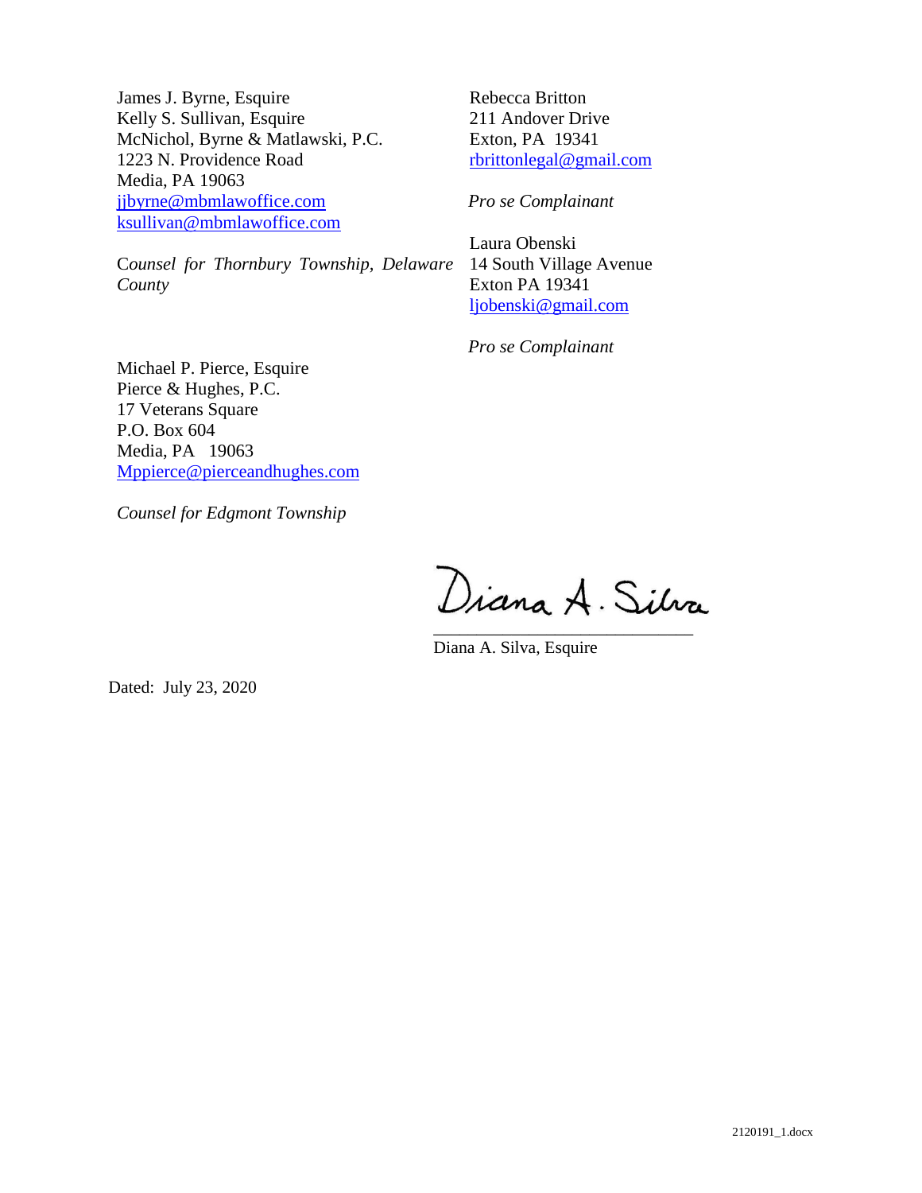James J. Byrne, Esquire
Kelly S. Sullivan, Esquire
McNichol, Byrne & Matlawski, P.C.
1223 N. Providence Road
Media, PA 19063
jjbyrne@mbmlawoffice.com
ksullivan@mbmlawoffice.com

*Counsel for Thornbury Township, Delaware County*

Michael P. Pierce, Esquire
Pierce & Hughes, P.C.
17 Veterans Square
P.O. Box 604
Media, PA 19063
Mppierce@pierceandhughes.com

*Counsel for Edgmont Township*

Rebecca Britton
211 Andover Drive
Exton, PA 19341
rbrittonlegal@gmail.com

*Pro se Complainant*

Laura Obenski
14 South Village Avenue
Exton PA 19341
ljobenski@gmail.com

*Pro se Complainant*

Diana A. Silva

Diana A. Silva, Esquire

Dated: July 23, 2020

2120191_1.docx